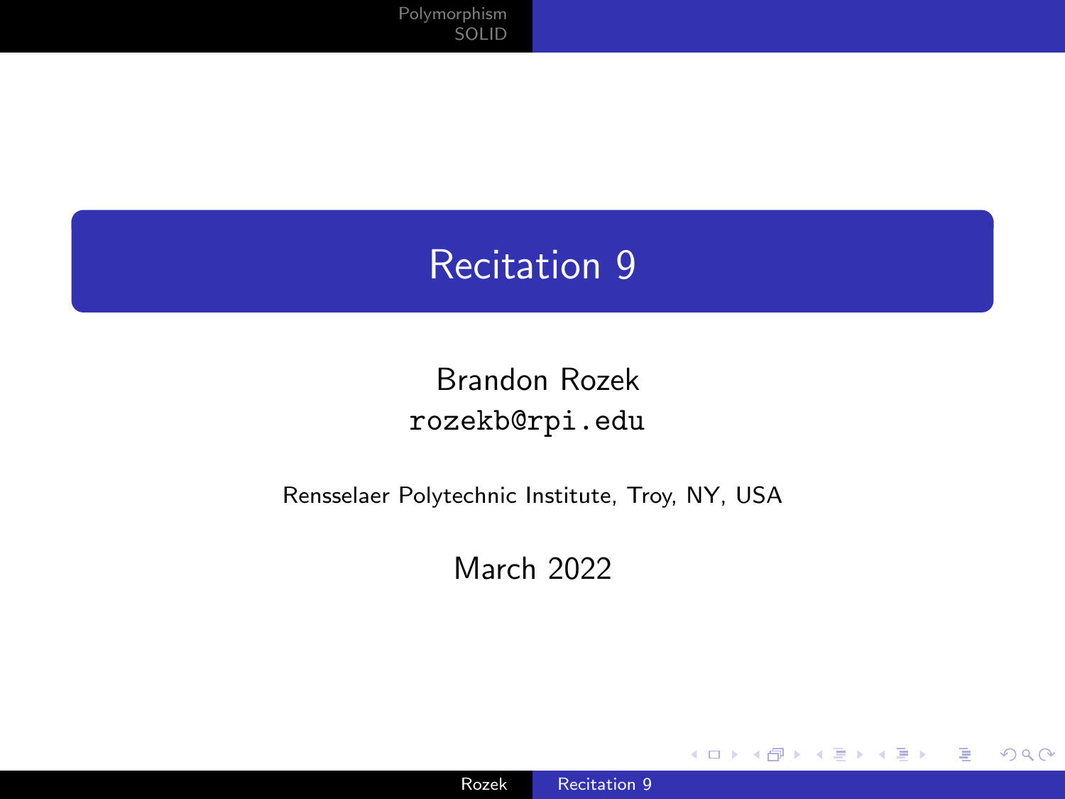# Recitation 9

Brandon Rozek
`rozekb@rpi.edu`

Rensselaer Polytechnic Institute, Troy, NY, USA

March 2022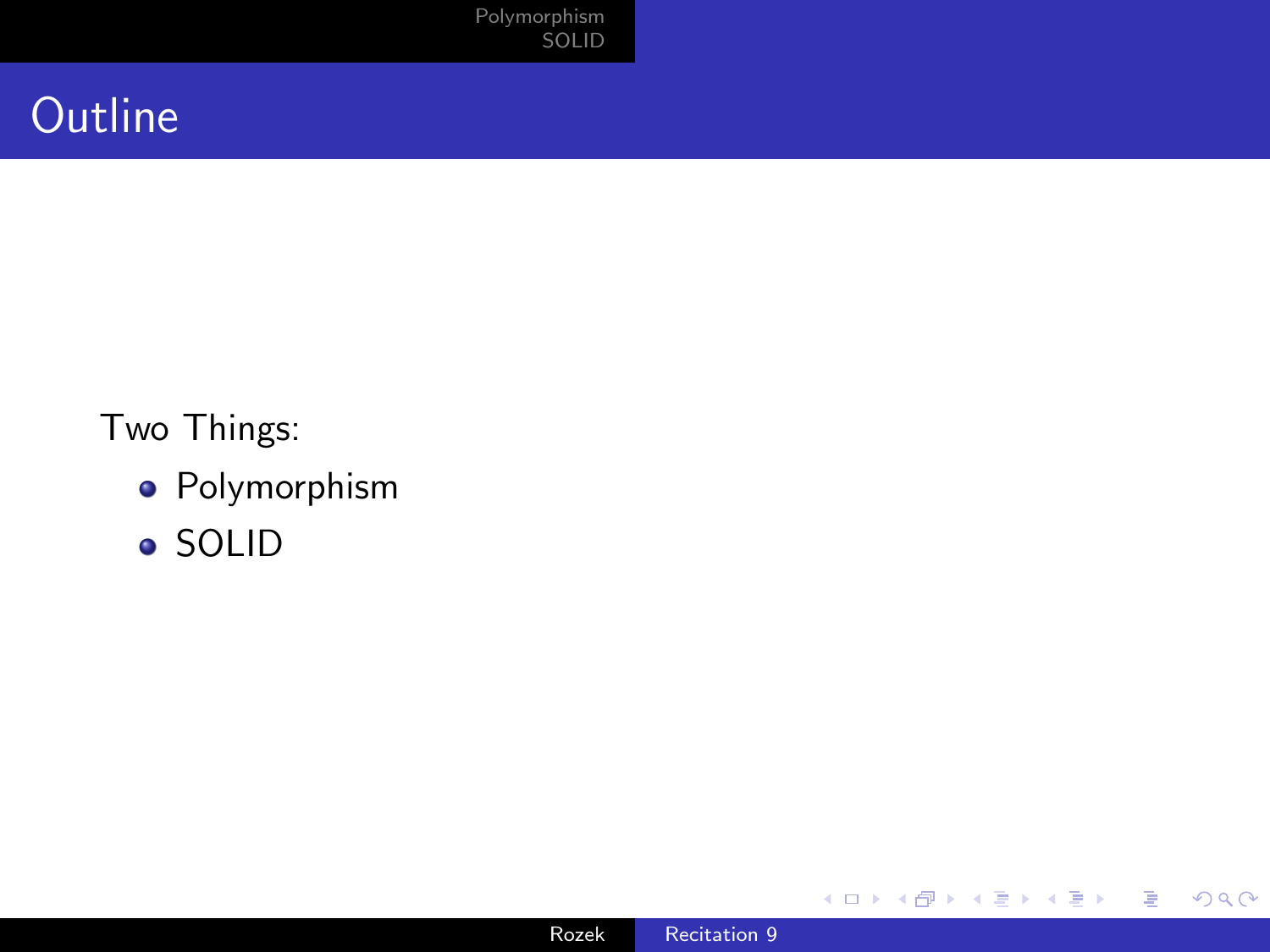# Outline

Two Things:

- Polymorphism
- SOLID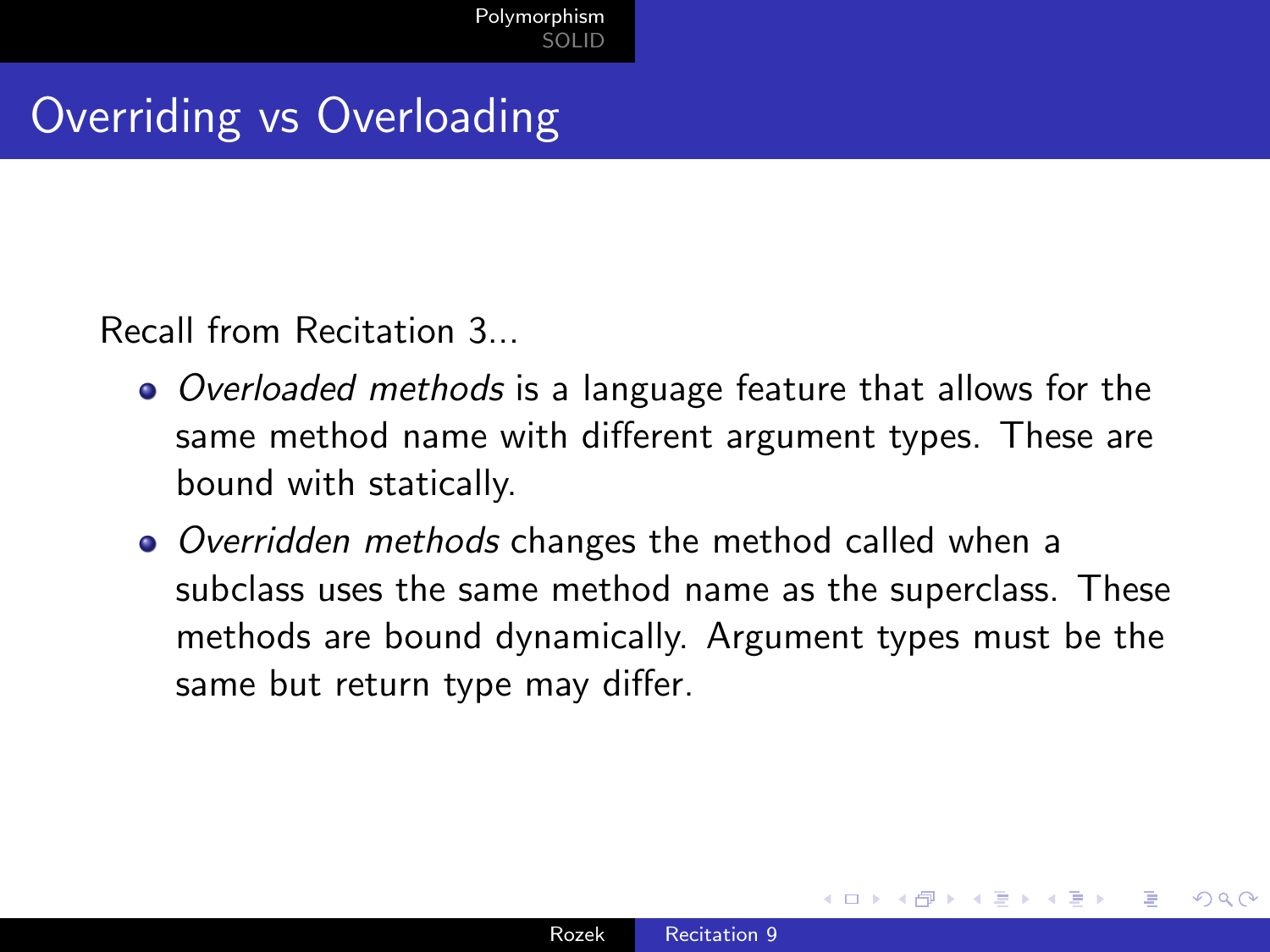# Overriding vs Overloading

Recall from Recitation 3...

- *Overloaded methods* is a language feature that allows for the same method name with different argument types. These are bound with statically.
- *Overridden methods* changes the method called when a subclass uses the same method name as the superclass. These methods are bound dynamically. Argument types must be the same but return type may differ.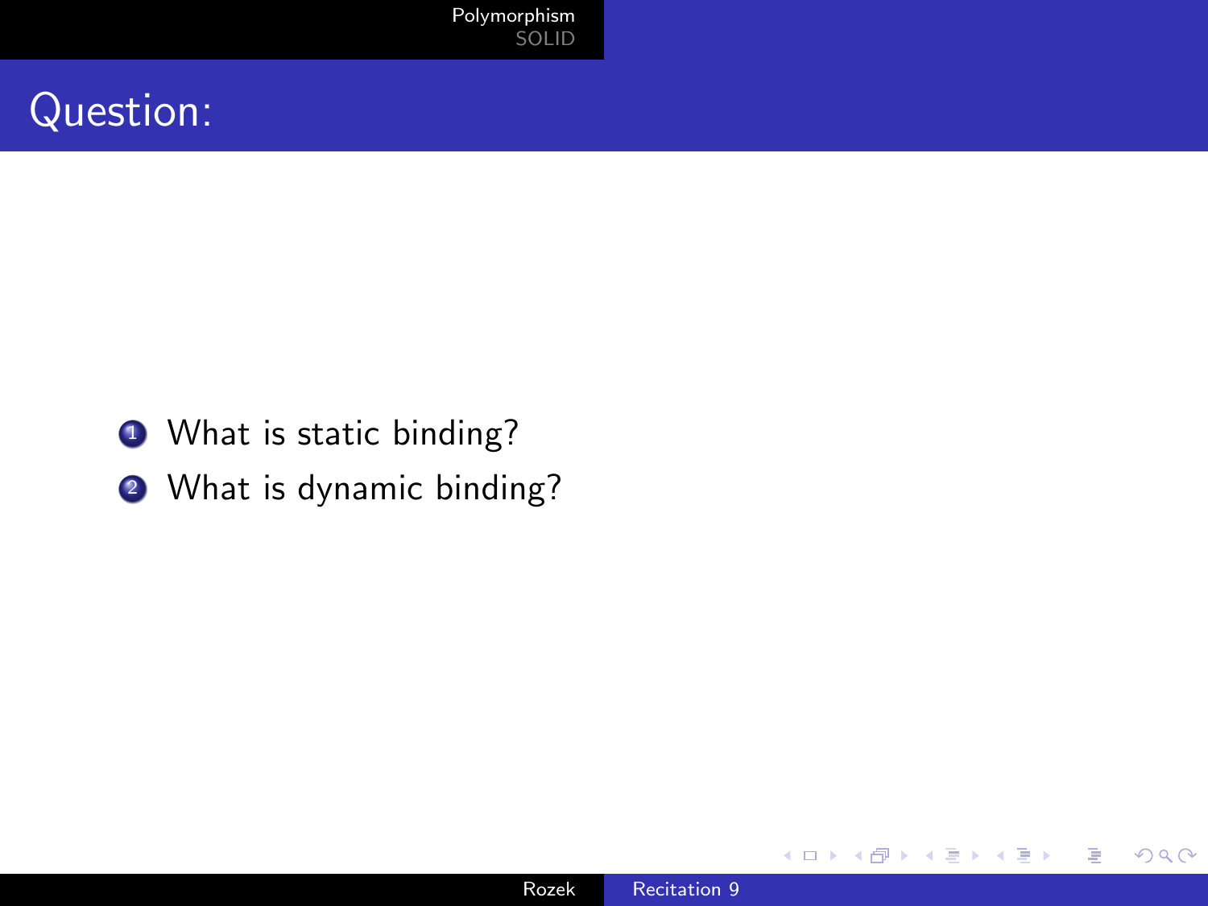# Question:

1. What is static binding?
2. What is dynamic binding?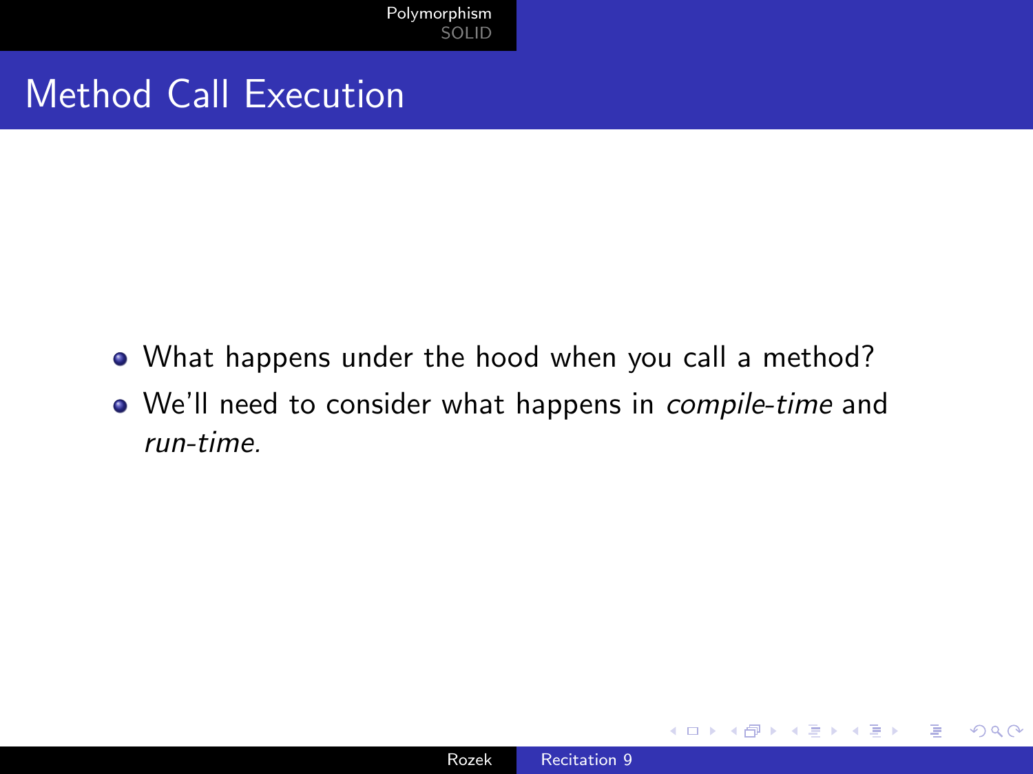# Method Call Execution

- What happens under the hood when you call a method?
- We'll need to consider what happens in *compile-time* and *run-time.*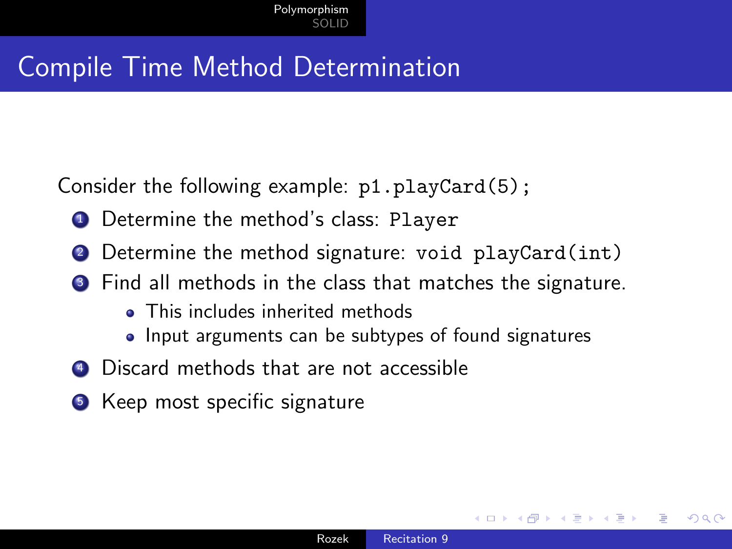# Compile Time Method Determination

Consider the following example: `p1.playCard(5);`

1. Determine the method's class: `Player`
2. Determine the method signature: `void playCard(int)`
3. Find all methods in the class that matches the signature.
   - This includes inherited methods
   - Input arguments can be subtypes of found signatures
4. Discard methods that are not accessible
5. Keep most specific signature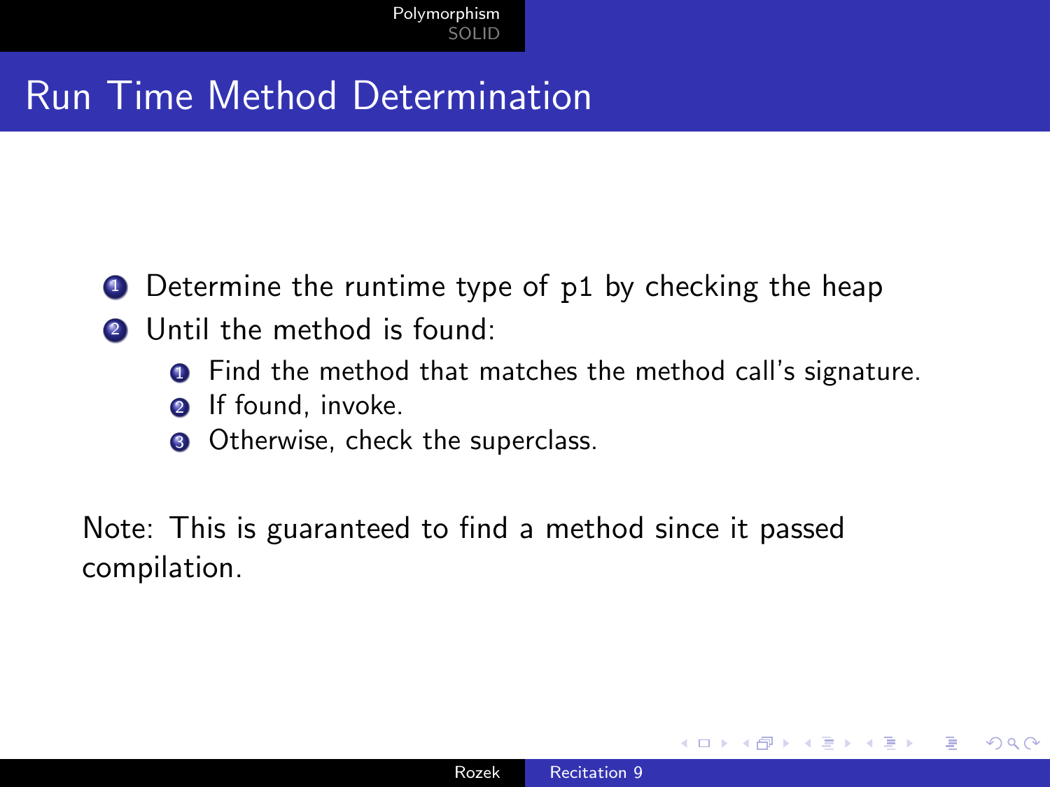# Run Time Method Determination

1. Determine the runtime type of `p1` by checking the heap
2. Until the method is found:
   1. Find the method that matches the method call's signature.
   2. If found, invoke.
   3. Otherwise, check the superclass.

Note: This is guaranteed to find a method since it passed compilation.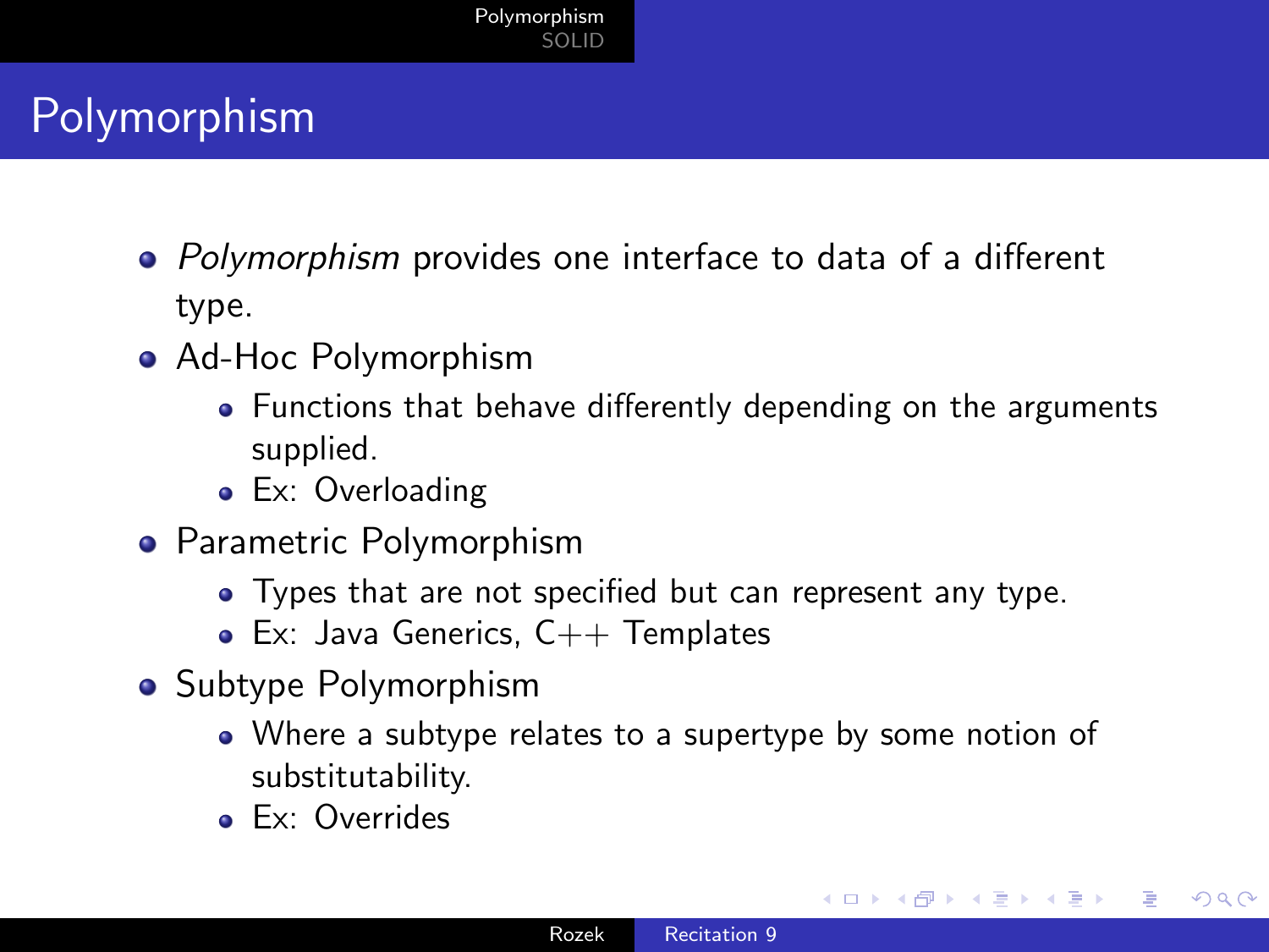# Polymorphism

- *Polymorphism* provides one interface to data of a different type.
- Ad-Hoc Polymorphism
  - Functions that behave differently depending on the arguments supplied.
  - Ex: Overloading
- Parametric Polymorphism
  - Types that are not specified but can represent any type.
  - Ex: Java Generics, C++ Templates
- Subtype Polymorphism
  - Where a subtype relates to a supertype by some notion of substitutability.
  - Ex: Overrides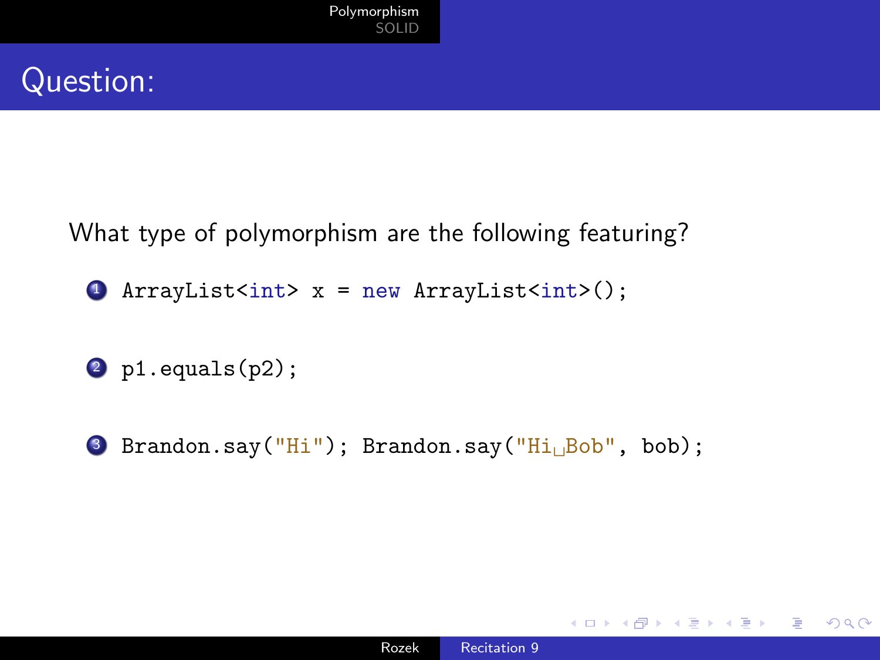# Question:

What type of polymorphism are the following featuring?

1. `ArrayList<int> x = new ArrayList<int>();`
2. `p1.equals(p2);`
3. `Brandon.say("Hi"); Brandon.say("Hi Bob", bob);`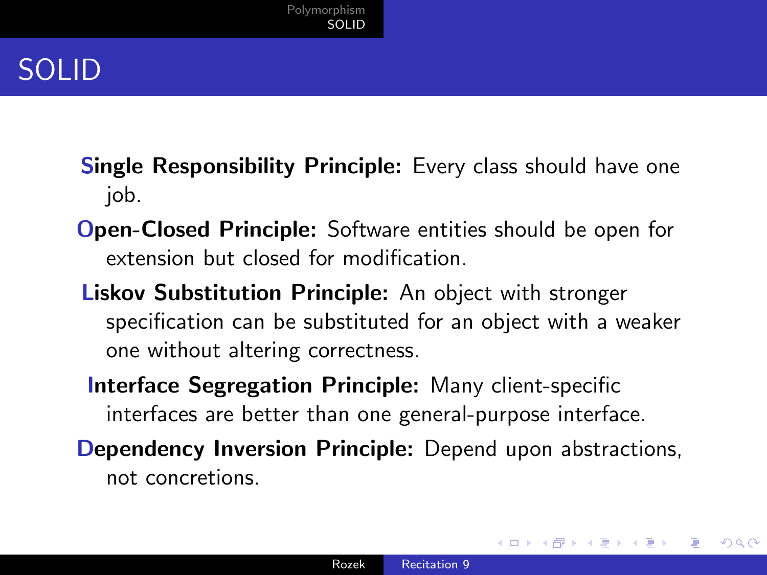# SOLID

**Single Responsibility Principle:** Every class should have one job.

**Open-Closed Principle:** Software entities should be open for extension but closed for modification.

**Liskov Substitution Principle:** An object with stronger specification can be substituted for an object with a weaker one without altering correctness.

**Interface Segregation Principle:** Many client-specific interfaces are better than one general-purpose interface.

**Dependency Inversion Principle:** Depend upon abstractions, not concretions.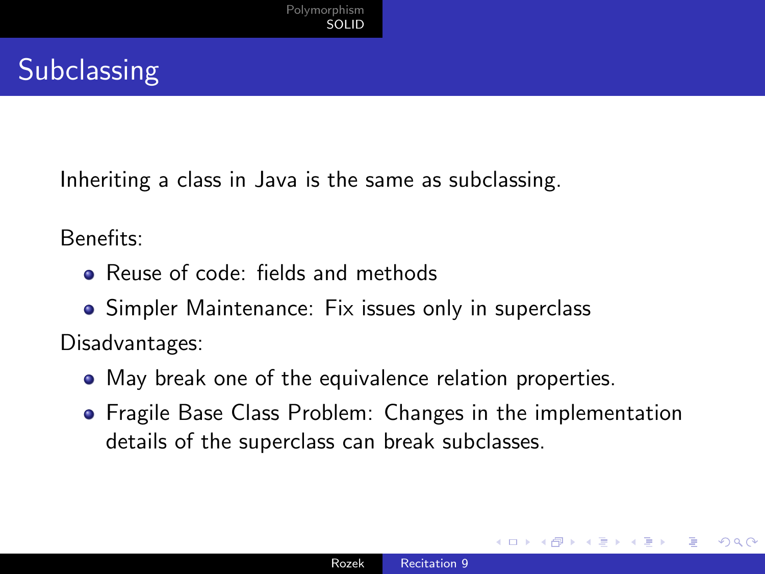# Subclassing

Inheriting a class in Java is the same as subclassing.

Benefits:

- Reuse of code: fields and methods
- Simpler Maintenance: Fix issues only in superclass

Disadvantages:

- May break one of the equivalence relation properties.
- Fragile Base Class Problem: Changes in the implementation details of the superclass can break subclasses.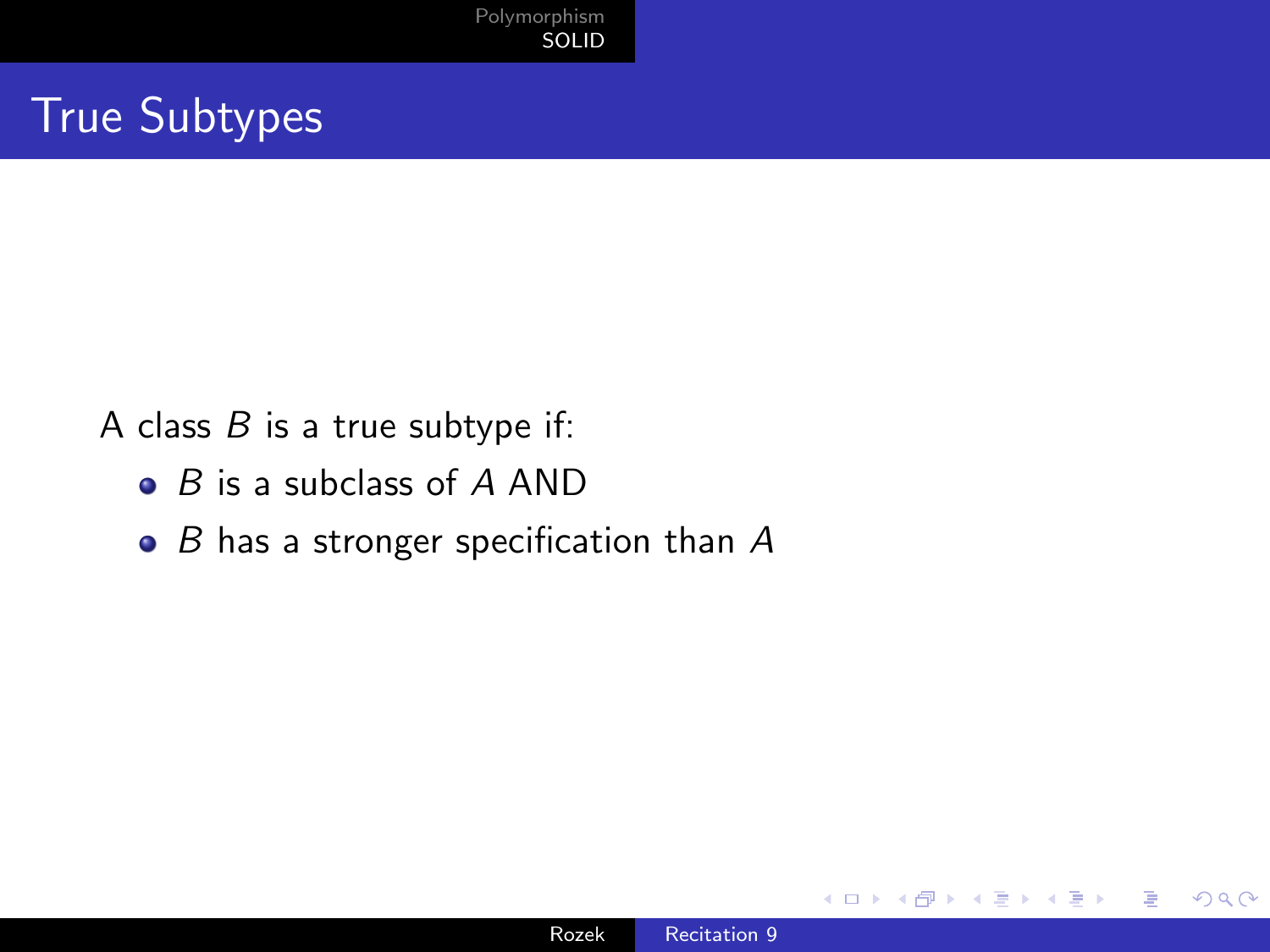# True Subtypes

A class $B$ is a true subtype if:

- $B$ is a subclass of $A$ AND
- $B$ has a stronger specification than $A$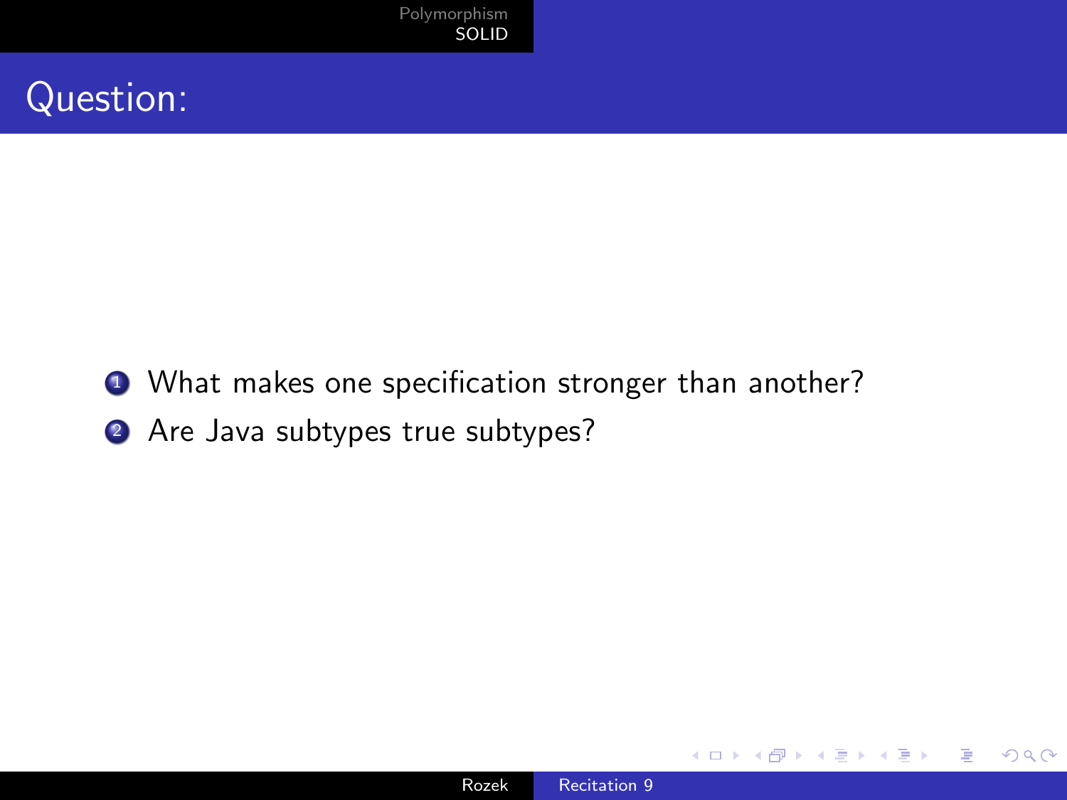# Question:

1. What makes one specification stronger than another?
2. Are Java subtypes true subtypes?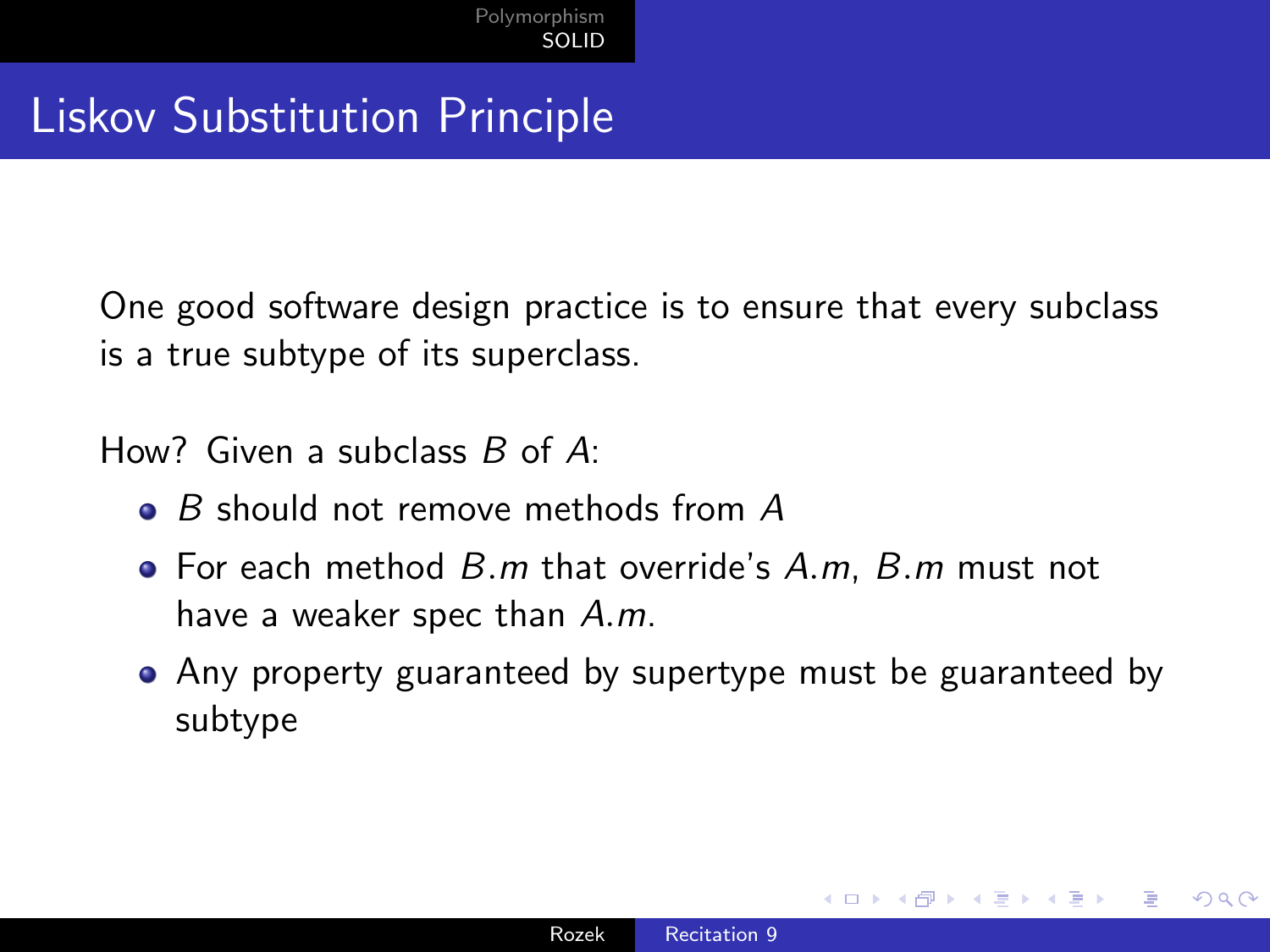# Liskov Substitution Principle

One good software design practice is to ensure that every subclass is a true subtype of its superclass.

How? Given a subclass $B$ of $A$:

- $B$ should not remove methods from $A$
- For each method $B.m$ that override's $A.m$, $B.m$ must not have a weaker spec than $A.m$.
- Any property guaranteed by supertype must be guaranteed by subtype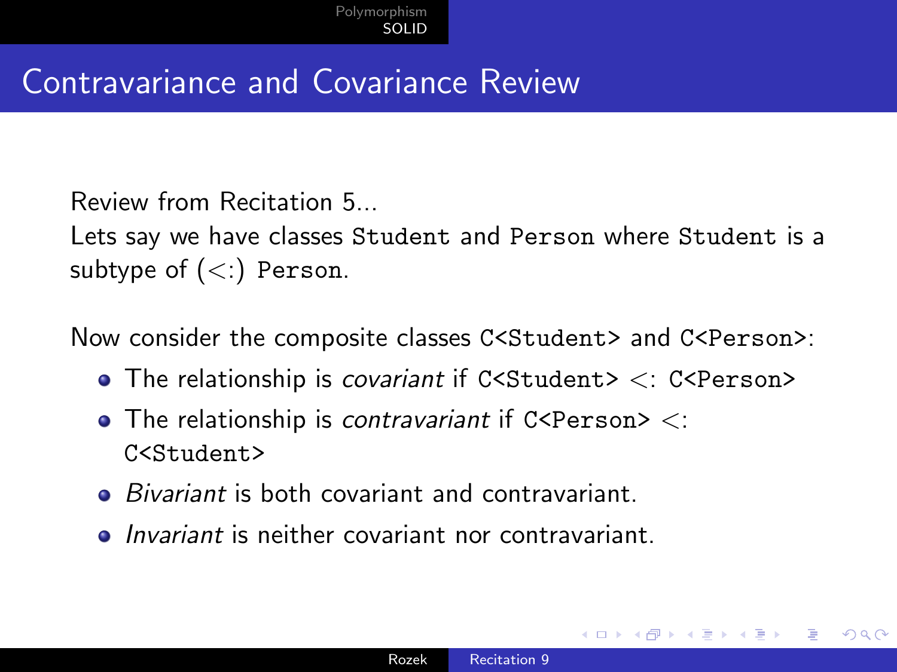# Contravariance and Covariance Review

Review from Recitation 5...
Lets say we have classes `Student` and `Person` where `Student` is a subtype of ($<:$) `Person`.

Now consider the composite classes `C<Student>` and `C<Person>`:

- The relationship is *covariant* if `C<Student>` $<:$ `C<Person>`
- The relationship is *contravariant* if `C<Person>` $<:$ `C<Student>`
- *Bivariant* is both covariant and contravariant.
- *Invariant* is neither covariant nor contravariant.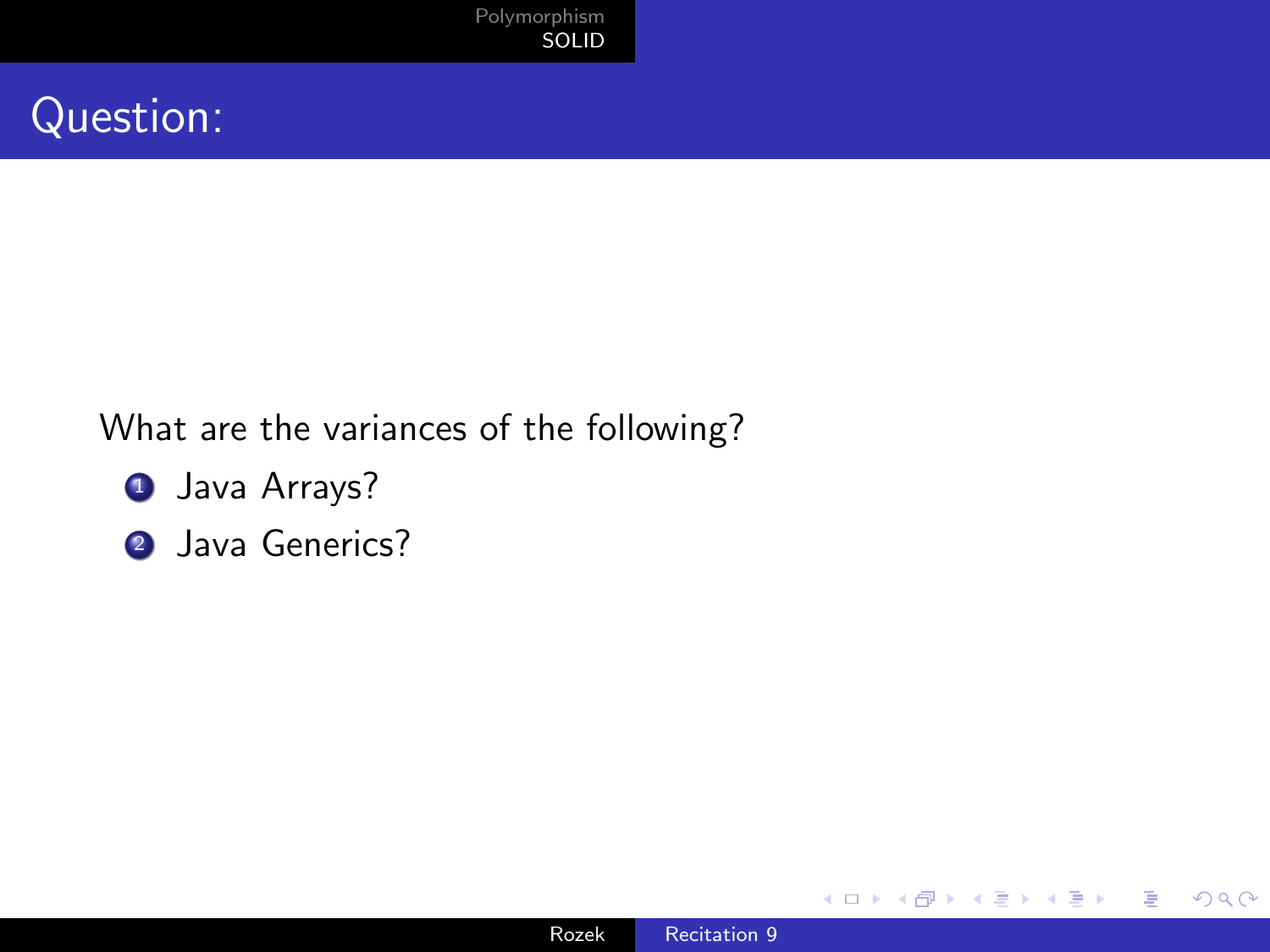# Question:

What are the variances of the following?

1. Java Arrays?
2. Java Generics?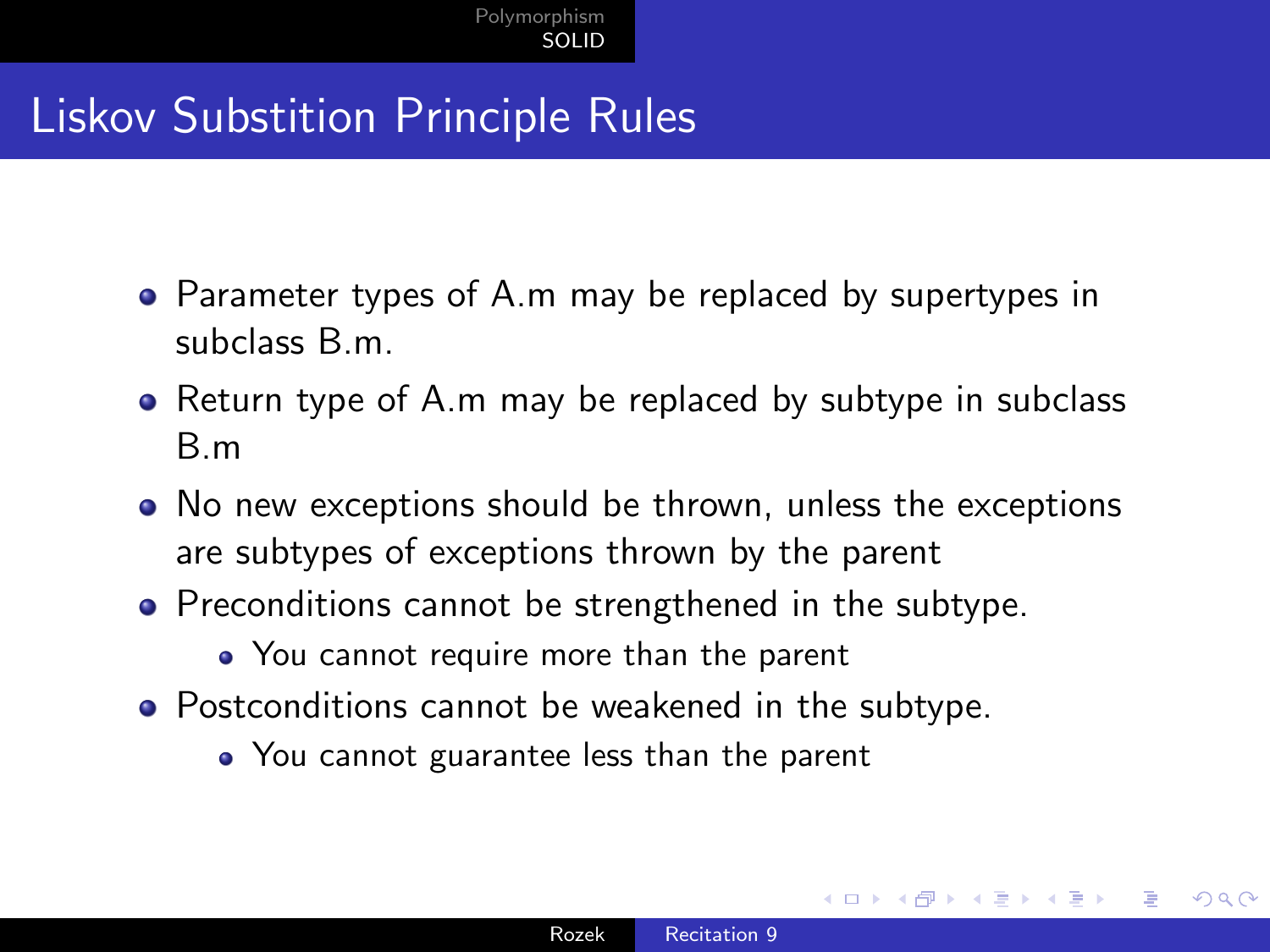# Liskov Substition Principle Rules

- Parameter types of A.m may be replaced by supertypes in subclass B.m.
- Return type of A.m may be replaced by subtype in subclass B.m
- No new exceptions should be thrown, unless the exceptions are subtypes of exceptions thrown by the parent
- Preconditions cannot be strengthened in the subtype.
  - You cannot require more than the parent
- Postconditions cannot be weakened in the subtype.
  - You cannot guarantee less than the parent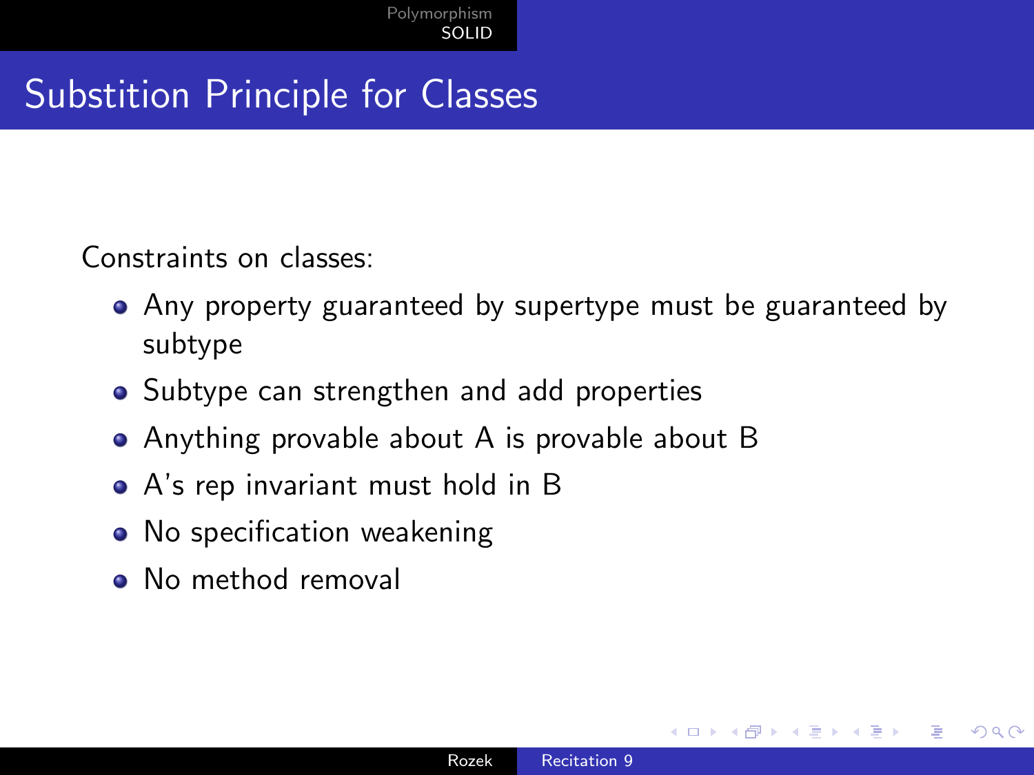# Substition Principle for Classes

Constraints on classes:

- Any property guaranteed by supertype must be guaranteed by subtype
- Subtype can strengthen and add properties
- Anything provable about A is provable about B
- A's rep invariant must hold in B
- No specification weakening
- No method removal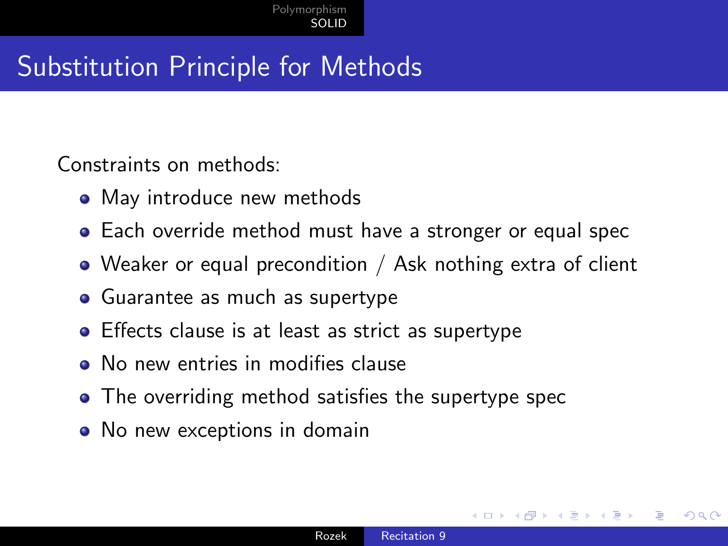# Substitution Principle for Methods

Constraints on methods:

- May introduce new methods
- Each override method must have a stronger or equal spec
- Weaker or equal precondition / Ask nothing extra of client
- Guarantee as much as supertype
- Effects clause is at least as strict as supertype
- No new entries in modifies clause
- The overriding method satisfies the supertype spec
- No new exceptions in domain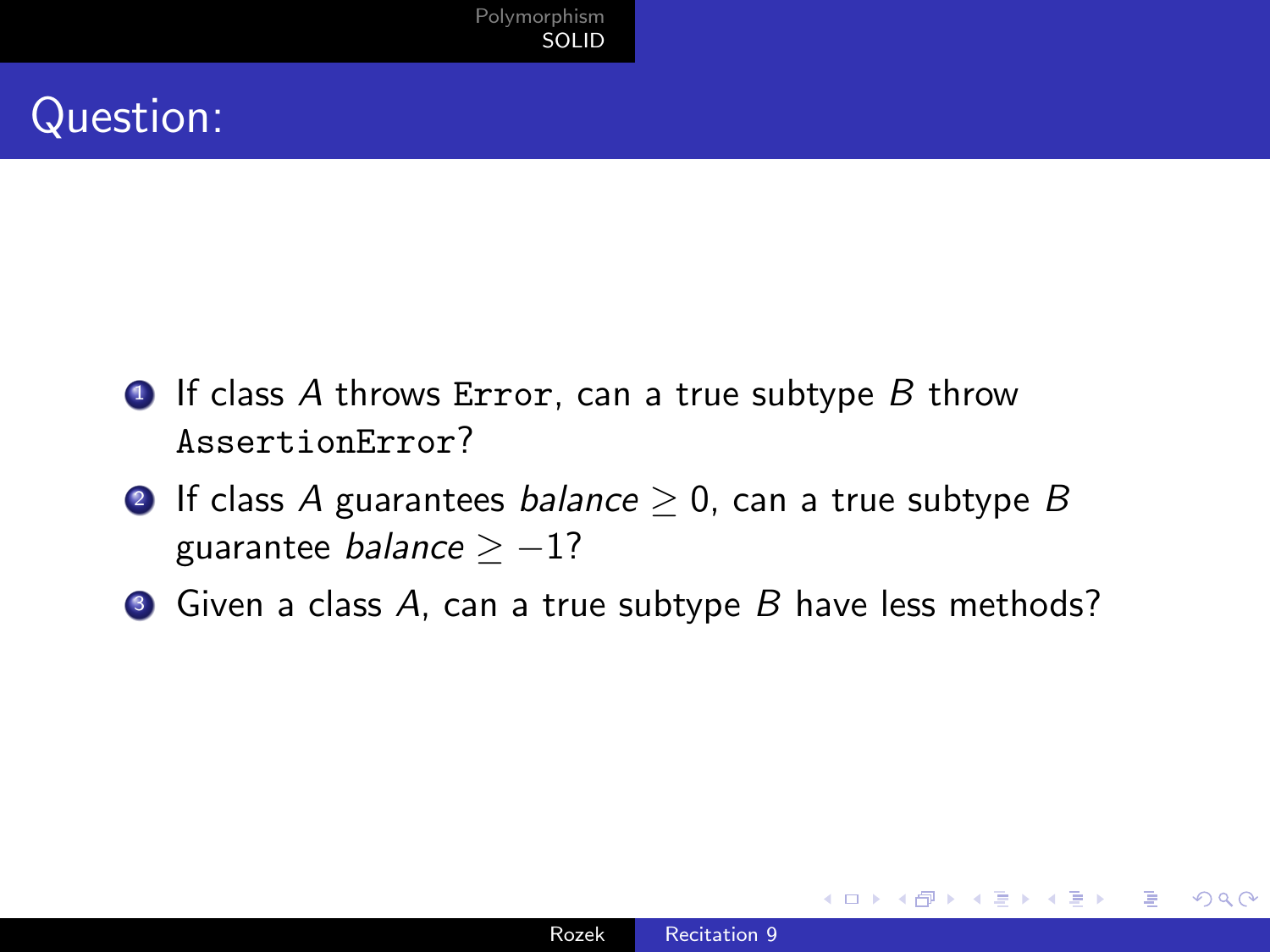# Question:

1. If class $A$ throws `Error`, can a true subtype $B$ throw `AssertionError`?
2. If class $A$ guarantees $balance \geq 0$, can a true subtype $B$ guarantee $balance \geq -1$?
3. Given a class $A$, can a true subtype $B$ have less methods?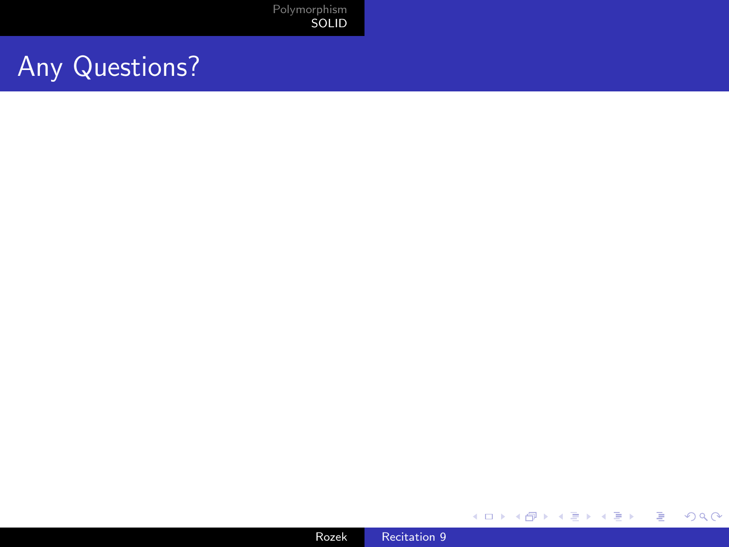# Any Questions?